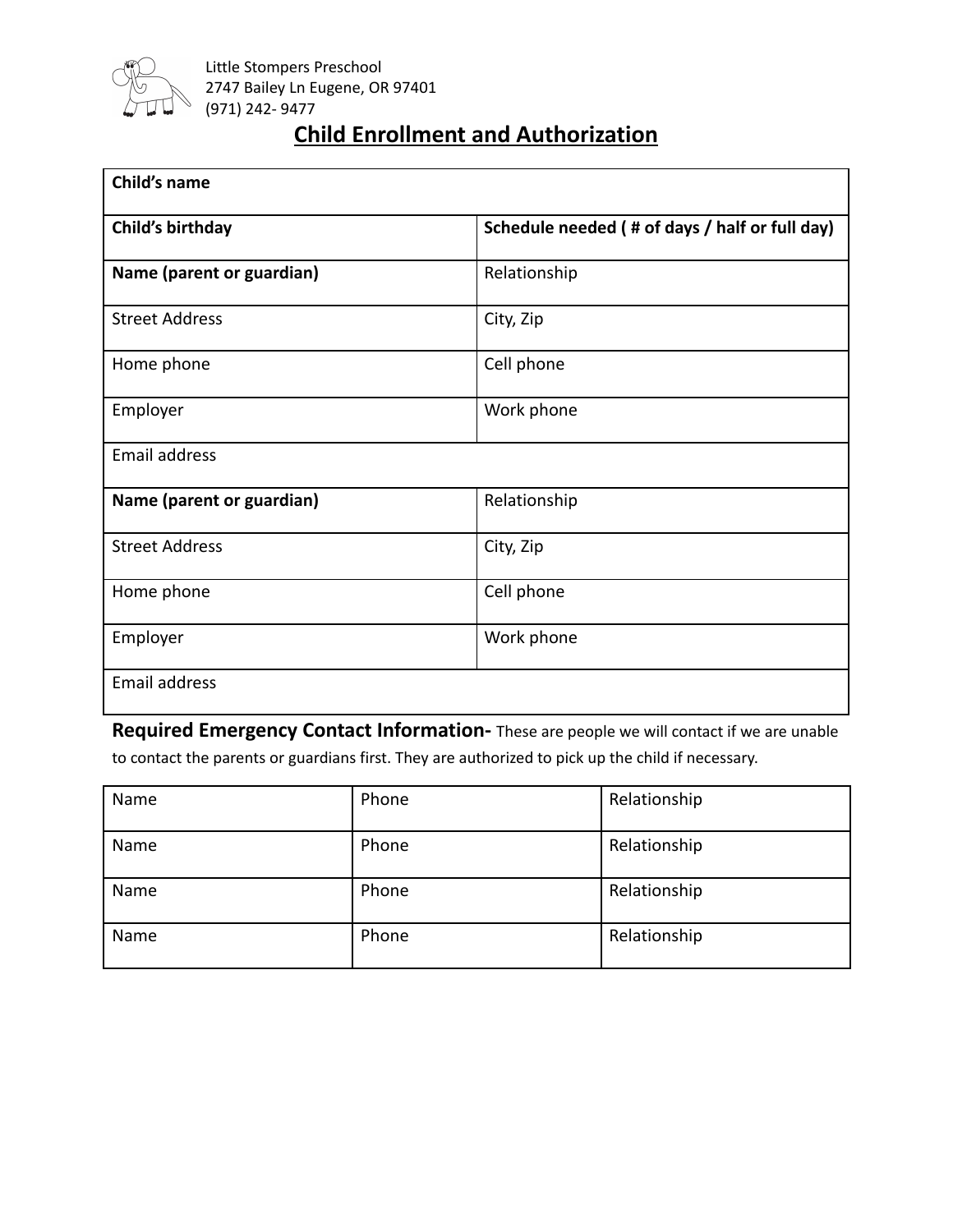Little Stompers Preschool
2747 Bailey Ln Eugene, OR 97401
(971) 242- 9477

# Child Enrollment and Authorization

| **Child's name** | |
|---|---|
| **Child's birthday** | **Schedule needed ( # of days / half or full day)** |
| **Name (parent or guardian)** | Relationship |
| Street Address | City, Zip |
| Home phone | Cell phone |
| Employer | Work phone |
| Email address | |
| **Name (parent or guardian)** | Relationship |
| Street Address | City, Zip |
| Home phone | Cell phone |
| Employer | Work phone |
| Email address | |

**Required Emergency Contact Information-** These are people we will contact if we are unable to contact the parents or guardians first. They are authorized to pick up the child if necessary.

| Name | Phone | Relationship |
|---|---|---|
| Name | Phone | Relationship |
| Name | Phone | Relationship |
| Name | Phone | Relationship |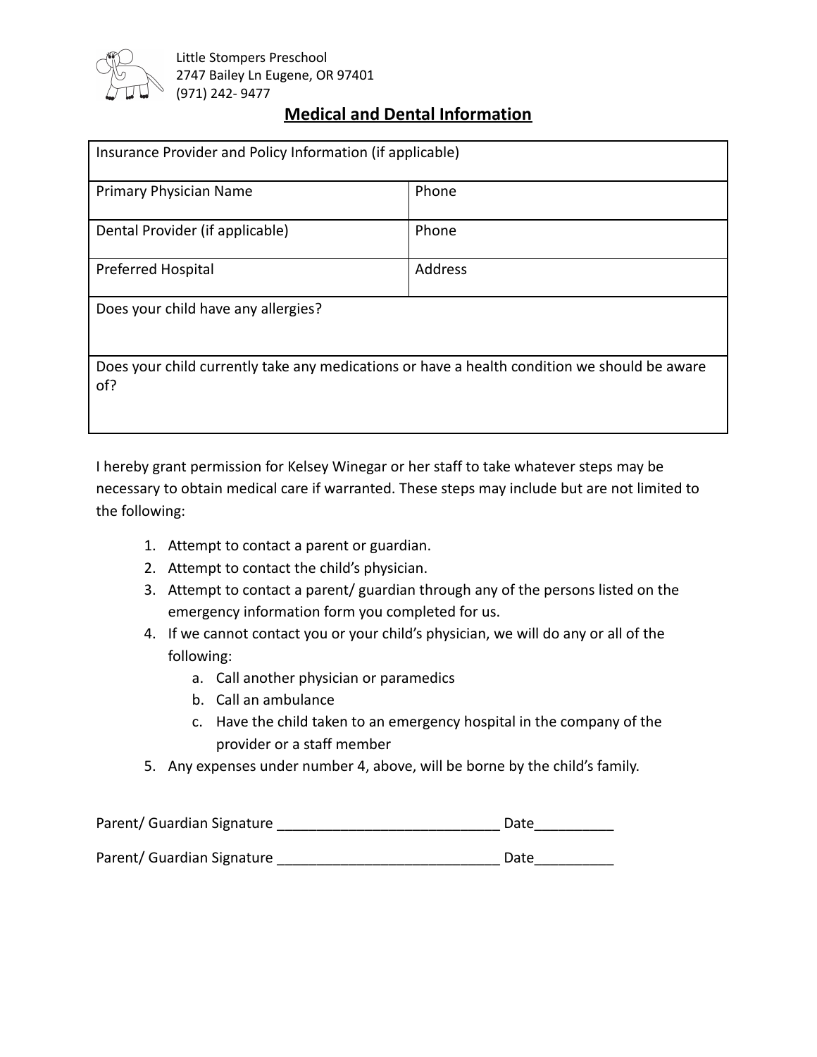Little Stompers Preschool
2747 Bailey Ln Eugene, OR 97401
(971) 242- 9477

## Medical and Dental Information

| Insurance Provider and Policy Information (if applicable) | |
|---|---|
| Primary Physician Name | Phone |
| Dental Provider (if applicable) | Phone |
| Preferred Hospital | Address |
| Does your child have any allergies? | |
| Does your child currently take any medications or have a health condition we should be aware of? | |

I hereby grant permission for Kelsey Winegar or her staff to take whatever steps may be necessary to obtain medical care if warranted. These steps may include but are not limited to the following:

1. Attempt to contact a parent or guardian.
2. Attempt to contact the child's physician.
3. Attempt to contact a parent/ guardian through any of the persons listed on the emergency information form you completed for us.
4. If we cannot contact you or your child's physician, we will do any or all of the following:
   a. Call another physician or paramedics
   b. Call an ambulance
   c. Have the child taken to an emergency hospital in the company of the provider or a staff member
5. Any expenses under number 4, above, will be borne by the child's family.

Parent/ Guardian Signature ____________________________ Date__________

Parent/ Guardian Signature ____________________________ Date__________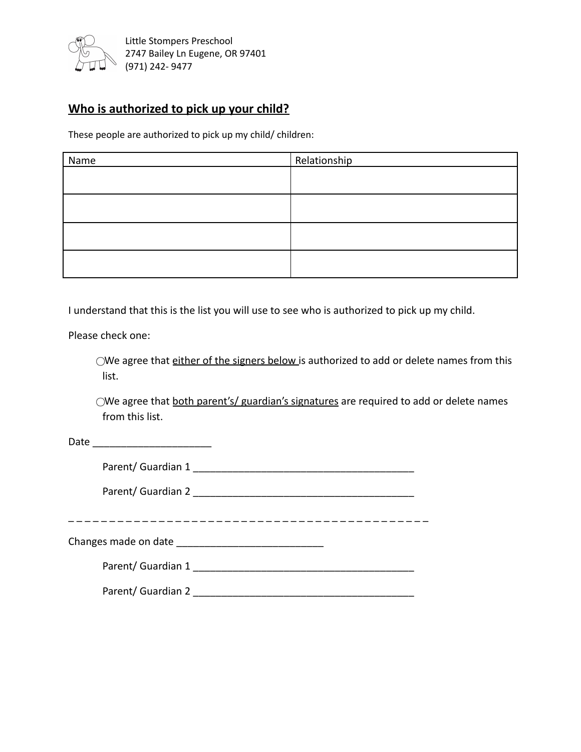Little Stompers Preschool
2747 Bailey Ln Eugene, OR 97401
(971) 242- 9477

## Who is authorized to pick up your child?

These people are authorized to pick up my child/ children:

| Name | Relationship |
|---|---|
| | |
| | |
| | |
| | |

I understand that this is the list you will use to see who is authorized to pick up my child.

Please check one:

- ◯We agree that either of the signers below is authorized to add or delete names from this list.
- ◯We agree that both parent's/ guardian's signatures are required to add or delete names from this list.

Date _____________________

Parent/ Guardian 1 _______________________________________

Parent/ Guardian 2 _______________________________________

_ _ _ _ _ _ _ _ _ _ _ _ _ _ _ _ _ _ _ _ _ _ _ _ _ _ _ _ _ _ _ _ _ _ _ _ _ _ _ _ _ _ _ _ _ _

Changes made on date __________________________

Parent/ Guardian 1 _______________________________________

Parent/ Guardian 2 _______________________________________